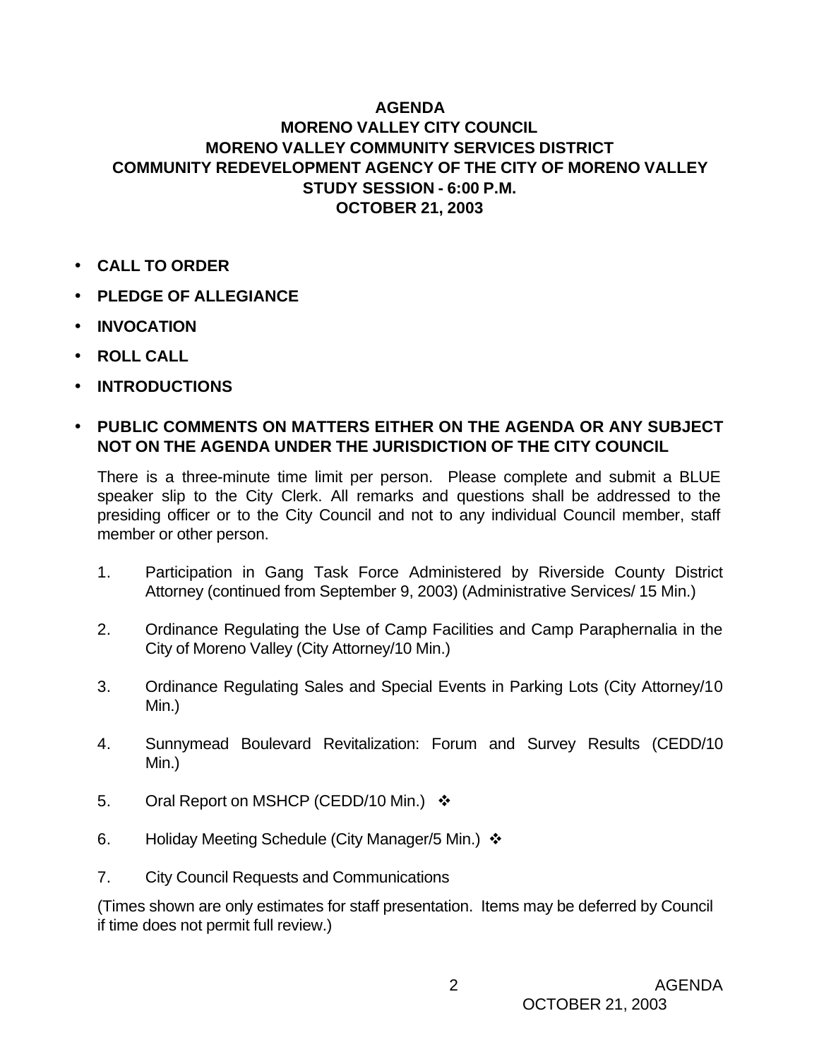**AGENDA**
**MORENO VALLEY CITY COUNCIL**
**MORENO VALLEY COMMUNITY SERVICES DISTRICT**
**COMMUNITY REDEVELOPMENT AGENCY OF THE CITY OF MORENO VALLEY**
**STUDY SESSION - 6:00 P.M.**
**OCTOBER 21, 2003**

- **CALL TO ORDER**
- **PLEDGE OF ALLEGIANCE**
- **INVOCATION**
- **ROLL CALL**
- **INTRODUCTIONS**
- **PUBLIC COMMENTS ON MATTERS EITHER ON THE AGENDA OR ANY SUBJECT NOT ON THE AGENDA UNDER THE JURISDICTION OF THE CITY COUNCIL**

  There is a three-minute time limit per person. Please complete and submit a BLUE speaker slip to the City Clerk. All remarks and questions shall be addressed to the presiding officer or to the City Council and not to any individual Council member, staff member or other person.

1. Participation in Gang Task Force Administered by Riverside County District Attorney (continued from September 9, 2003) (Administrative Services/ 15 Min.)

2. Ordinance Regulating the Use of Camp Facilities and Camp Paraphernalia in the City of Moreno Valley (City Attorney/10 Min.)

3. Ordinance Regulating Sales and Special Events in Parking Lots (City Attorney/10 Min.)

4. Sunnymead Boulevard Revitalization: Forum and Survey Results (CEDD/10 Min.)

5. Oral Report on MSHCP (CEDD/10 Min.) ❖

6. Holiday Meeting Schedule (City Manager/5 Min.) ❖

7. City Council Requests and Communications

(Times shown are only estimates for staff presentation. Items may be deferred by Council if time does not permit full review.)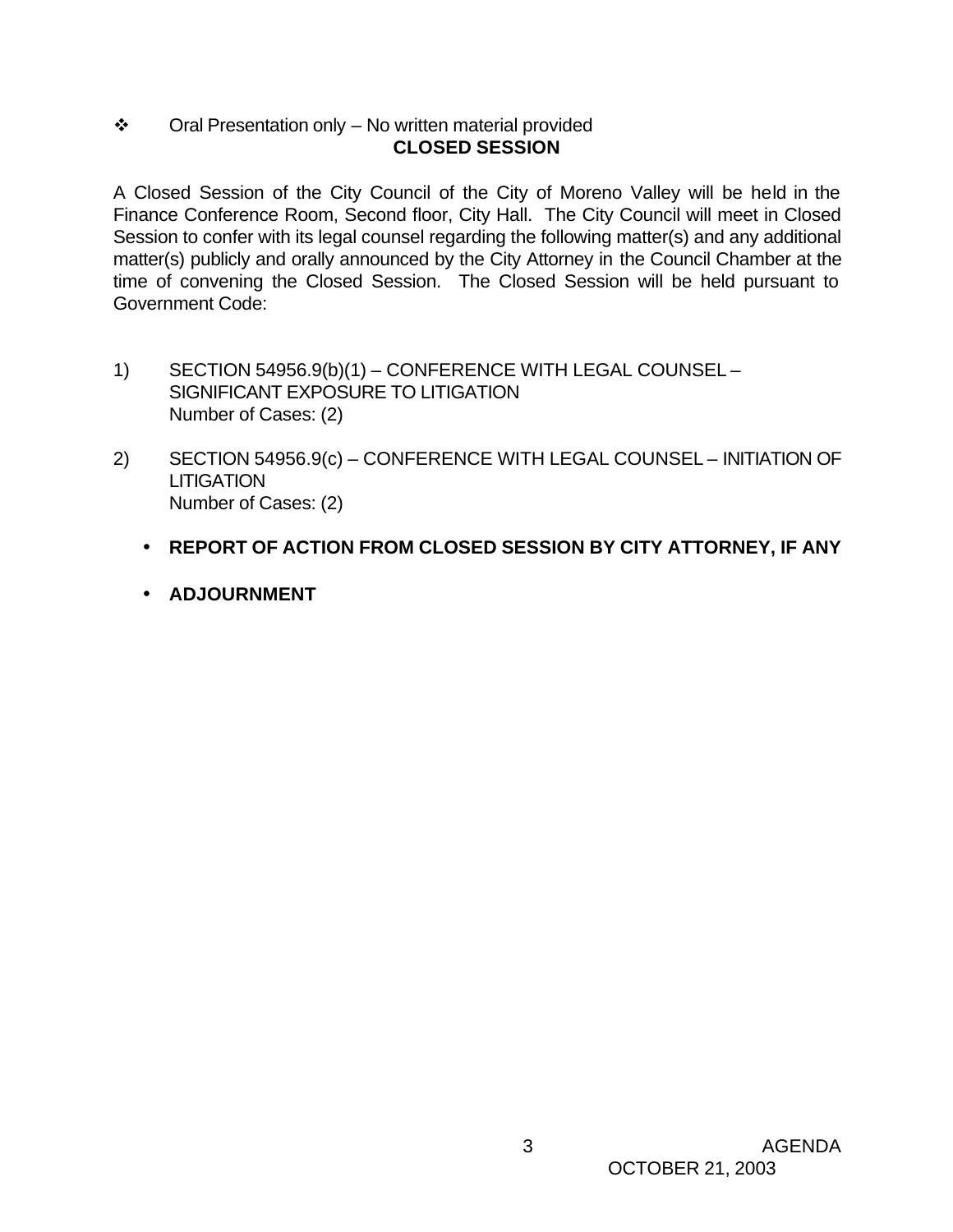❖ Oral Presentation only – No written material provided

## CLOSED SESSION

A Closed Session of the City Council of the City of Moreno Valley will be held in the Finance Conference Room, Second floor, City Hall. The City Council will meet in Closed Session to confer with its legal counsel regarding the following matter(s) and any additional matter(s) publicly and orally announced by the City Attorney in the Council Chamber at the time of convening the Closed Session. The Closed Session will be held pursuant to Government Code:

1) SECTION 54956.9(b)(1) – CONFERENCE WITH LEGAL COUNSEL – SIGNIFICANT EXPOSURE TO LITIGATION
   Number of Cases: (2)

2) SECTION 54956.9(c) – CONFERENCE WITH LEGAL COUNSEL – INITIATION OF LITIGATION
   Number of Cases: (2)

- **REPORT OF ACTION FROM CLOSED SESSION BY CITY ATTORNEY, IF ANY**

- **ADJOURNMENT**